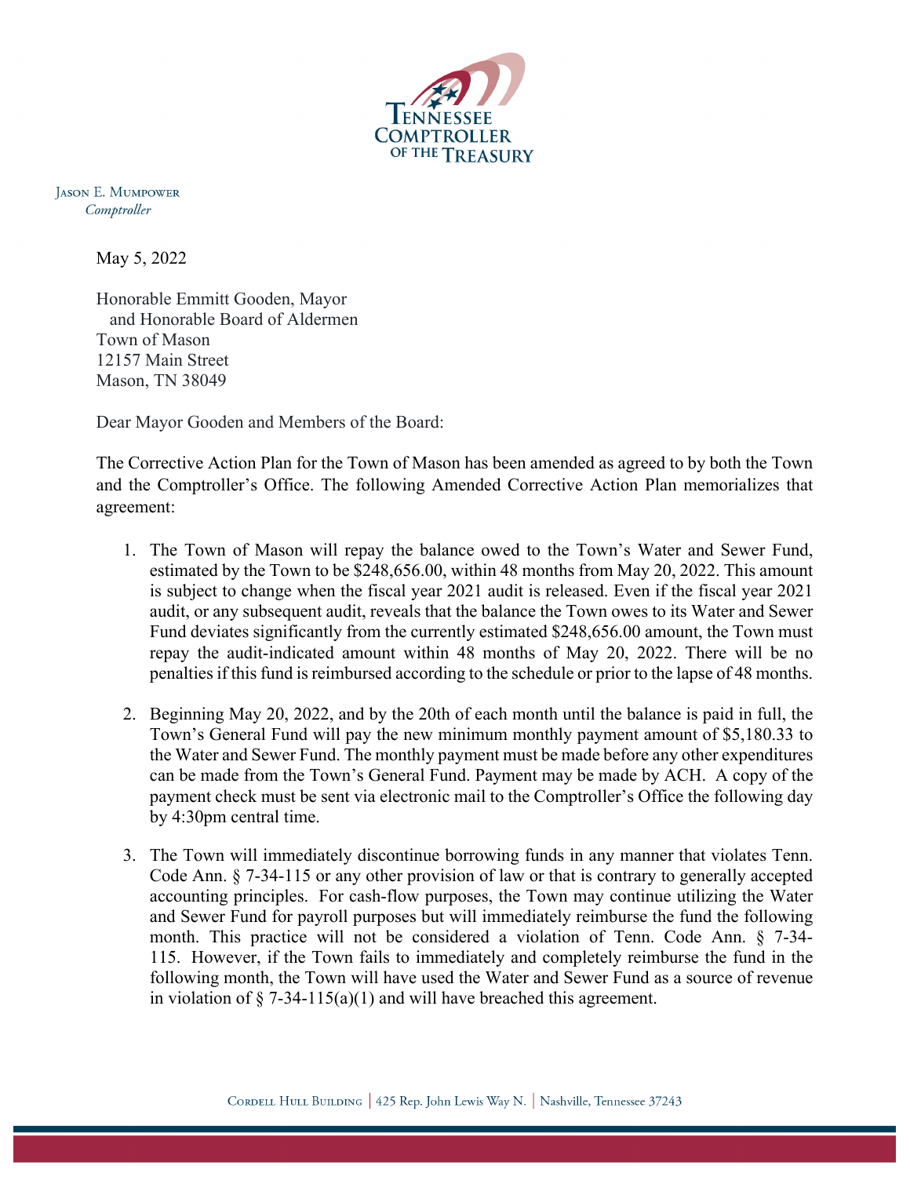TENNESSEE COMPTROLLER OF THE TREASURY

JASON E. MUMPOWER
*Comptroller*

May 5, 2022

Honorable Emmitt Gooden, Mayor
and Honorable Board of Aldermen
Town of Mason
12157 Main Street
Mason, TN 38049

Dear Mayor Gooden and Members of the Board:

The Corrective Action Plan for the Town of Mason has been amended as agreed to by both the Town and the Comptroller's Office. The following Amended Corrective Action Plan memorializes that agreement:

1. The Town of Mason will repay the balance owed to the Town's Water and Sewer Fund, estimated by the Town to be $248,656.00, within 48 months from May 20, 2022. This amount is subject to change when the fiscal year 2021 audit is released. Even if the fiscal year 2021 audit, or any subsequent audit, reveals that the balance the Town owes to its Water and Sewer Fund deviates significantly from the currently estimated $248,656.00 amount, the Town must repay the audit-indicated amount within 48 months of May 20, 2022. There will be no penalties if this fund is reimbursed according to the schedule or prior to the lapse of 48 months.

2. Beginning May 20, 2022, and by the 20th of each month until the balance is paid in full, the Town's General Fund will pay the new minimum monthly payment amount of $5,180.33 to the Water and Sewer Fund. The monthly payment must be made before any other expenditures can be made from the Town's General Fund. Payment may be made by ACH. A copy of the payment check must be sent via electronic mail to the Comptroller's Office the following day by 4:30pm central time.

3. The Town will immediately discontinue borrowing funds in any manner that violates Tenn. Code Ann. § 7-34-115 or any other provision of law or that is contrary to generally accepted accounting principles. For cash-flow purposes, the Town may continue utilizing the Water and Sewer Fund for payroll purposes but will immediately reimburse the fund the following month. This practice will not be considered a violation of Tenn. Code Ann. § 7-34-115. However, if the Town fails to immediately and completely reimburse the fund in the following month, the Town will have used the Water and Sewer Fund as a source of revenue in violation of § 7-34-115(a)(1) and will have breached this agreement.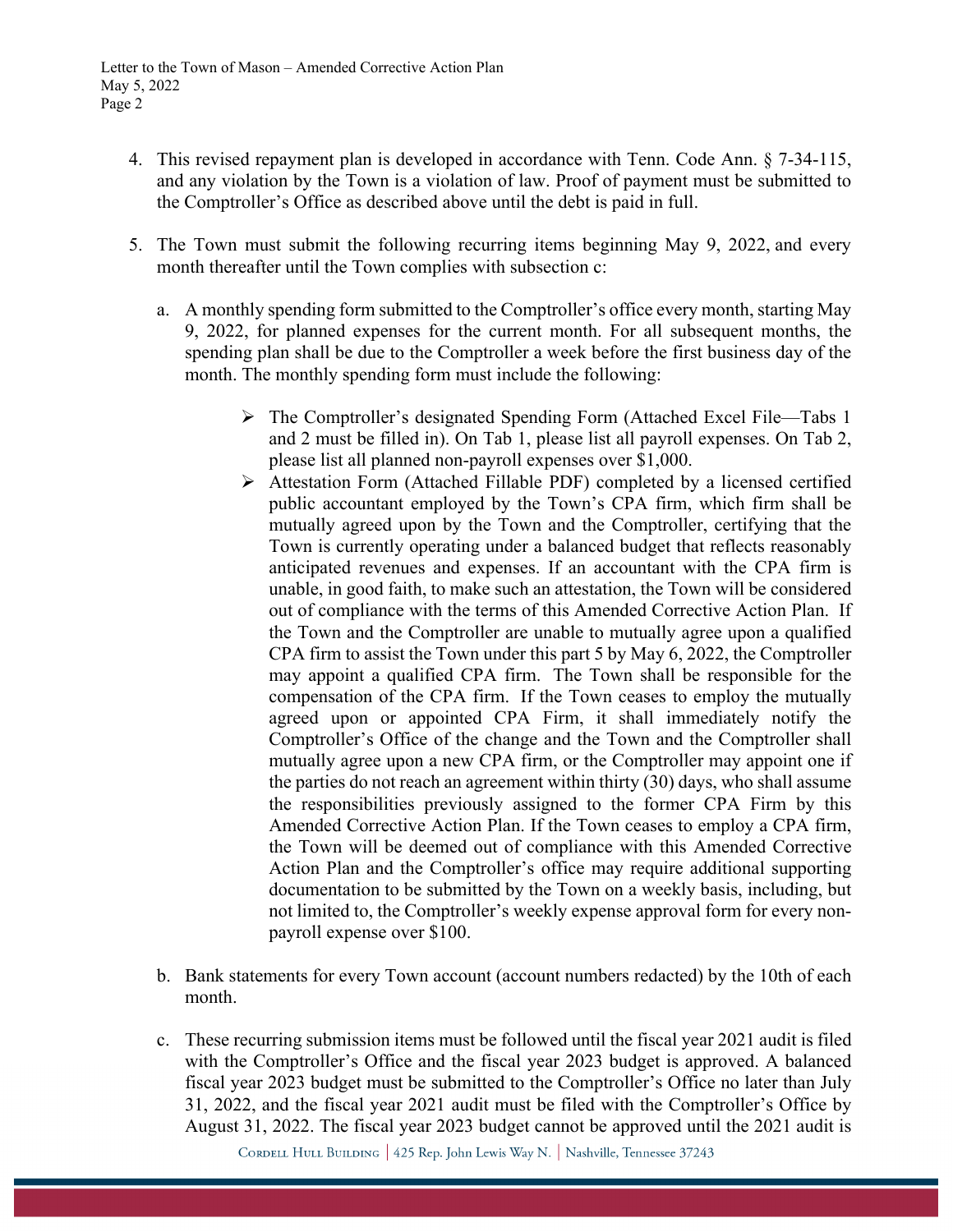4. This revised repayment plan is developed in accordance with Tenn. Code Ann. § 7-34-115, and any violation by the Town is a violation of law. Proof of payment must be submitted to the Comptroller's Office as described above until the debt is paid in full.

5. The Town must submit the following recurring items beginning May 9, 2022, and every month thereafter until the Town complies with subsection c:

   a. A monthly spending form submitted to the Comptroller's office every month, starting May 9, 2022, for planned expenses for the current month. For all subsequent months, the spending plan shall be due to the Comptroller a week before the first business day of the month. The monthly spending form must include the following:

      - The Comptroller's designated Spending Form (Attached Excel File—Tabs 1 and 2 must be filled in). On Tab 1, please list all payroll expenses. On Tab 2, please list all planned non-payroll expenses over $1,000.
      - Attestation Form (Attached Fillable PDF) completed by a licensed certified public accountant employed by the Town's CPA firm, which firm shall be mutually agreed upon by the Town and the Comptroller, certifying that the Town is currently operating under a balanced budget that reflects reasonably anticipated revenues and expenses. If an accountant with the CPA firm is unable, in good faith, to make such an attestation, the Town will be considered out of compliance with the terms of this Amended Corrective Action Plan. If the Town and the Comptroller are unable to mutually agree upon a qualified CPA firm to assist the Town under this part 5 by May 6, 2022, the Comptroller may appoint a qualified CPA firm. The Town shall be responsible for the compensation of the CPA firm. If the Town ceases to employ the mutually agreed upon or appointed CPA Firm, it shall immediately notify the Comptroller's Office of the change and the Town and the Comptroller shall mutually agree upon a new CPA firm, or the Comptroller may appoint one if the parties do not reach an agreement within thirty (30) days, who shall assume the responsibilities previously assigned to the former CPA Firm by this Amended Corrective Action Plan. If the Town ceases to employ a CPA firm, the Town will be deemed out of compliance with this Amended Corrective Action Plan and the Comptroller's office may require additional supporting documentation to be submitted by the Town on a weekly basis, including, but not limited to, the Comptroller's weekly expense approval form for every non-payroll expense over $100.

   b. Bank statements for every Town account (account numbers redacted) by the 10th of each month.

   c. These recurring submission items must be followed until the fiscal year 2021 audit is filed with the Comptroller's Office and the fiscal year 2023 budget is approved. A balanced fiscal year 2023 budget must be submitted to the Comptroller's Office no later than July 31, 2022, and the fiscal year 2021 audit must be filed with the Comptroller's Office by August 31, 2022. The fiscal year 2023 budget cannot be approved until the 2021 audit is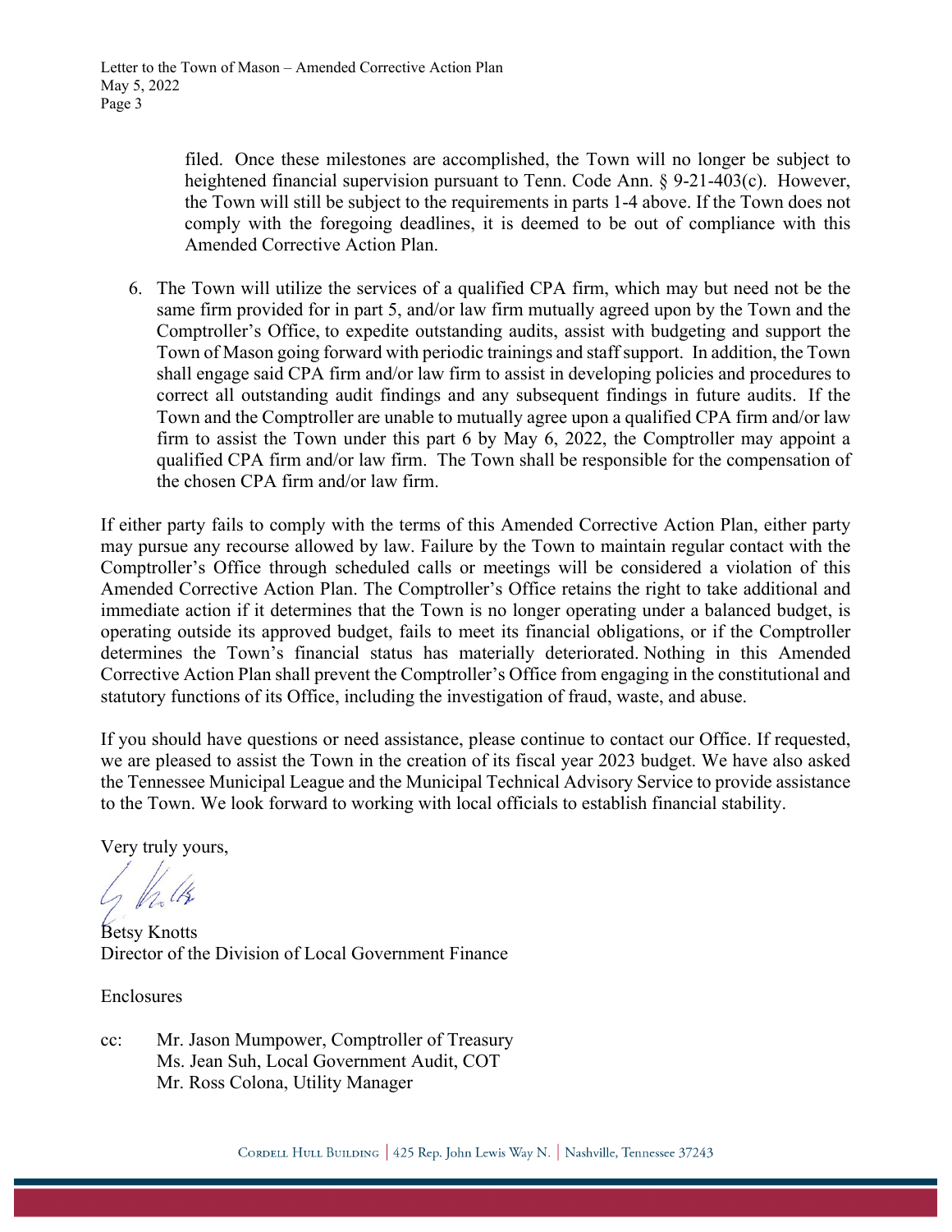filed. Once these milestones are accomplished, the Town will no longer be subject to heightened financial supervision pursuant to Tenn. Code Ann. § 9-21-403(c). However, the Town will still be subject to the requirements in parts 1-4 above. If the Town does not comply with the foregoing deadlines, it is deemed to be out of compliance with this Amended Corrective Action Plan.

6. The Town will utilize the services of a qualified CPA firm, which may but need not be the same firm provided for in part 5, and/or law firm mutually agreed upon by the Town and the Comptroller's Office, to expedite outstanding audits, assist with budgeting and support the Town of Mason going forward with periodic trainings and staff support. In addition, the Town shall engage said CPA firm and/or law firm to assist in developing policies and procedures to correct all outstanding audit findings and any subsequent findings in future audits. If the Town and the Comptroller are unable to mutually agree upon a qualified CPA firm and/or law firm to assist the Town under this part 6 by May 6, 2022, the Comptroller may appoint a qualified CPA firm and/or law firm. The Town shall be responsible for the compensation of the chosen CPA firm and/or law firm.

If either party fails to comply with the terms of this Amended Corrective Action Plan, either party may pursue any recourse allowed by law. Failure by the Town to maintain regular contact with the Comptroller's Office through scheduled calls or meetings will be considered a violation of this Amended Corrective Action Plan. The Comptroller's Office retains the right to take additional and immediate action if it determines that the Town is no longer operating under a balanced budget, is operating outside its approved budget, fails to meet its financial obligations, or if the Comptroller determines the Town's financial status has materially deteriorated. Nothing in this Amended Corrective Action Plan shall prevent the Comptroller's Office from engaging in the constitutional and statutory functions of its Office, including the investigation of fraud, waste, and abuse.

If you should have questions or need assistance, please continue to contact our Office. If requested, we are pleased to assist the Town in the creation of its fiscal year 2023 budget. We have also asked the Tennessee Municipal League and the Municipal Technical Advisory Service to provide assistance to the Town. We look forward to working with local officials to establish financial stability.

Very truly yours,

Betsy Knotts
Director of the Division of Local Government Finance

Enclosures

cc: Mr. Jason Mumpower, Comptroller of Treasury
Ms. Jean Suh, Local Government Audit, COT
Mr. Ross Colona, Utility Manager